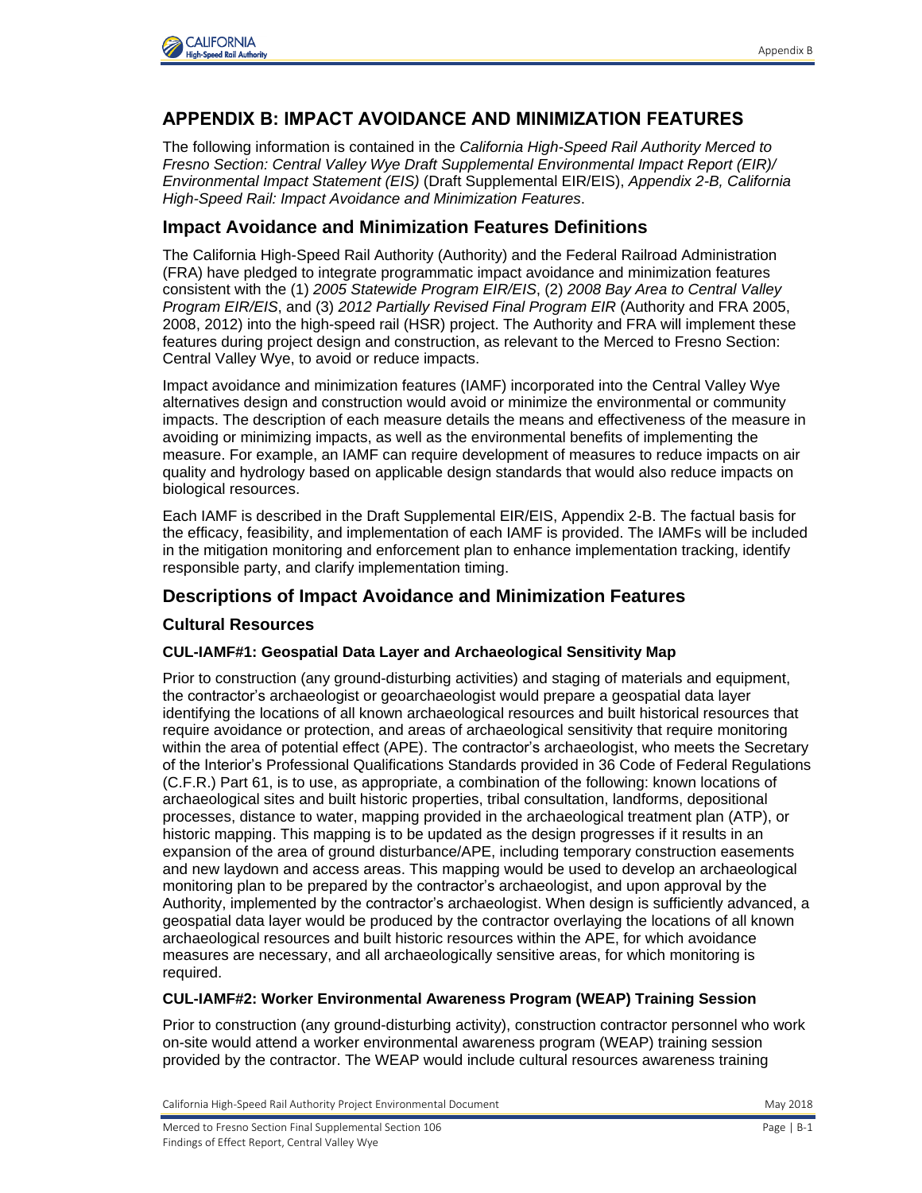# APPENDIX B: IMPACT AVOIDANCE AND MINIMIZATION FEATURES

The following information is contained in the *California High-Speed Rail Authority Merced to Fresno Section: Central Valley Wye Draft Supplemental Environmental Impact Report (EIR)/ Environmental Impact Statement (EIS)* (Draft Supplemental EIR/EIS), *Appendix 2-B, California High-Speed Rail: Impact Avoidance and Minimization Features*.

## Impact Avoidance and Minimization Features Definitions

The California High-Speed Rail Authority (Authority) and the Federal Railroad Administration (FRA) have pledged to integrate programmatic impact avoidance and minimization features consistent with the (1) *2005 Statewide Program EIR/EIS*, (2) *2008 Bay Area to Central Valley Program EIR/EIS*, and (3) *2012 Partially Revised Final Program EIR* (Authority and FRA 2005, 2008, 2012) into the high-speed rail (HSR) project. The Authority and FRA will implement these features during project design and construction, as relevant to the Merced to Fresno Section: Central Valley Wye, to avoid or reduce impacts.

Impact avoidance and minimization features (IAMF) incorporated into the Central Valley Wye alternatives design and construction would avoid or minimize the environmental or community impacts. The description of each measure details the means and effectiveness of the measure in avoiding or minimizing impacts, as well as the environmental benefits of implementing the measure. For example, an IAMF can require development of measures to reduce impacts on air quality and hydrology based on applicable design standards that would also reduce impacts on biological resources.

Each IAMF is described in the Draft Supplemental EIR/EIS, Appendix 2-B. The factual basis for the efficacy, feasibility, and implementation of each IAMF is provided. The IAMFs will be included in the mitigation monitoring and enforcement plan to enhance implementation tracking, identify responsible party, and clarify implementation timing.

## Descriptions of Impact Avoidance and Minimization Features

### Cultural Resources

#### CUL-IAMF#1: Geospatial Data Layer and Archaeological Sensitivity Map

Prior to construction (any ground-disturbing activities) and staging of materials and equipment, the contractor's archaeologist or geoarchaeologist would prepare a geospatial data layer identifying the locations of all known archaeological resources and built historical resources that require avoidance or protection, and areas of archaeological sensitivity that require monitoring within the area of potential effect (APE). The contractor's archaeologist, who meets the Secretary of the Interior's Professional Qualifications Standards provided in 36 Code of Federal Regulations (C.F.R.) Part 61, is to use, as appropriate, a combination of the following: known locations of archaeological sites and built historic properties, tribal consultation, landforms, depositional processes, distance to water, mapping provided in the archaeological treatment plan (ATP), or historic mapping. This mapping is to be updated as the design progresses if it results in an expansion of the area of ground disturbance/APE, including temporary construction easements and new laydown and access areas. This mapping would be used to develop an archaeological monitoring plan to be prepared by the contractor's archaeologist, and upon approval by the Authority, implemented by the contractor's archaeologist. When design is sufficiently advanced, a geospatial data layer would be produced by the contractor overlaying the locations of all known archaeological resources and built historic resources within the APE, for which avoidance measures are necessary, and all archaeologically sensitive areas, for which monitoring is required.

#### CUL-IAMF#2: Worker Environmental Awareness Program (WEAP) Training Session

Prior to construction (any ground-disturbing activity), construction contractor personnel who work on-site would attend a worker environmental awareness program (WEAP) training session provided by the contractor. The WEAP would include cultural resources awareness training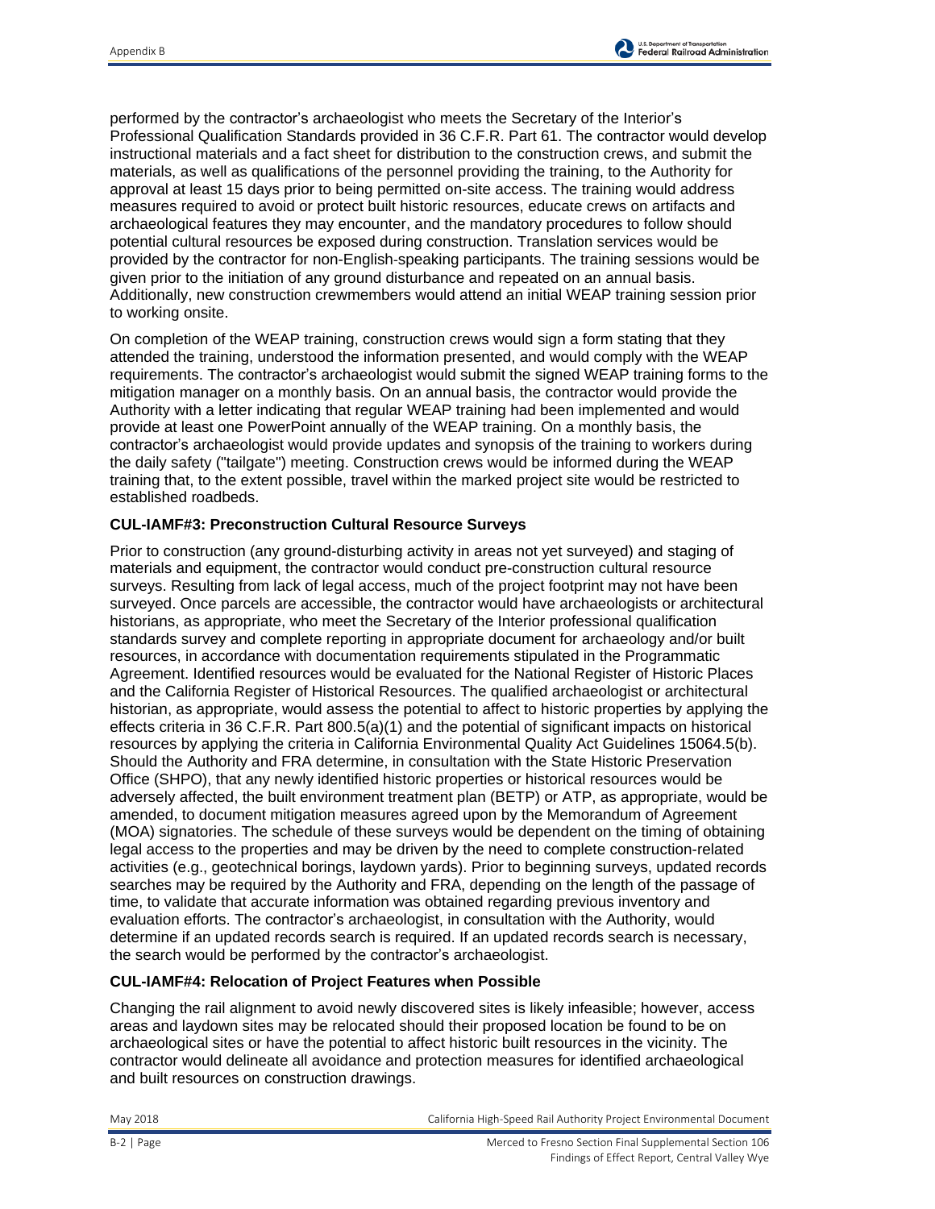performed by the contractor's archaeologist who meets the Secretary of the Interior's Professional Qualification Standards provided in 36 C.F.R. Part 61. The contractor would develop instructional materials and a fact sheet for distribution to the construction crews, and submit the materials, as well as qualifications of the personnel providing the training, to the Authority for approval at least 15 days prior to being permitted on-site access. The training would address measures required to avoid or protect built historic resources, educate crews on artifacts and archaeological features they may encounter, and the mandatory procedures to follow should potential cultural resources be exposed during construction. Translation services would be provided by the contractor for non-English-speaking participants. The training sessions would be given prior to the initiation of any ground disturbance and repeated on an annual basis. Additionally, new construction crewmembers would attend an initial WEAP training session prior to working onsite.

On completion of the WEAP training, construction crews would sign a form stating that they attended the training, understood the information presented, and would comply with the WEAP requirements. The contractor's archaeologist would submit the signed WEAP training forms to the mitigation manager on a monthly basis. On an annual basis, the contractor would provide the Authority with a letter indicating that regular WEAP training had been implemented and would provide at least one PowerPoint annually of the WEAP training. On a monthly basis, the contractor's archaeologist would provide updates and synopsis of the training to workers during the daily safety ("tailgate") meeting. Construction crews would be informed during the WEAP training that, to the extent possible, travel within the marked project site would be restricted to established roadbeds.

**CUL-IAMF#3: Preconstruction Cultural Resource Surveys**

Prior to construction (any ground-disturbing activity in areas not yet surveyed) and staging of materials and equipment, the contractor would conduct pre-construction cultural resource surveys. Resulting from lack of legal access, much of the project footprint may not have been surveyed. Once parcels are accessible, the contractor would have archaeologists or architectural historians, as appropriate, who meet the Secretary of the Interior professional qualification standards survey and complete reporting in appropriate document for archaeology and/or built resources, in accordance with documentation requirements stipulated in the Programmatic Agreement. Identified resources would be evaluated for the National Register of Historic Places and the California Register of Historical Resources. The qualified archaeologist or architectural historian, as appropriate, would assess the potential to affect to historic properties by applying the effects criteria in 36 C.F.R. Part 800.5(a)(1) and the potential of significant impacts on historical resources by applying the criteria in California Environmental Quality Act Guidelines 15064.5(b). Should the Authority and FRA determine, in consultation with the State Historic Preservation Office (SHPO), that any newly identified historic properties or historical resources would be adversely affected, the built environment treatment plan (BETP) or ATP, as appropriate, would be amended, to document mitigation measures agreed upon by the Memorandum of Agreement (MOA) signatories. The schedule of these surveys would be dependent on the timing of obtaining legal access to the properties and may be driven by the need to complete construction-related activities (e.g., geotechnical borings, laydown yards). Prior to beginning surveys, updated records searches may be required by the Authority and FRA, depending on the length of the passage of time, to validate that accurate information was obtained regarding previous inventory and evaluation efforts. The contractor's archaeologist, in consultation with the Authority, would determine if an updated records search is required. If an updated records search is necessary, the search would be performed by the contractor's archaeologist.

**CUL-IAMF#4: Relocation of Project Features when Possible**

Changing the rail alignment to avoid newly discovered sites is likely infeasible; however, access areas and laydown sites may be relocated should their proposed location be found to be on archaeological sites or have the potential to affect historic built resources in the vicinity. The contractor would delineate all avoidance and protection measures for identified archaeological and built resources on construction drawings.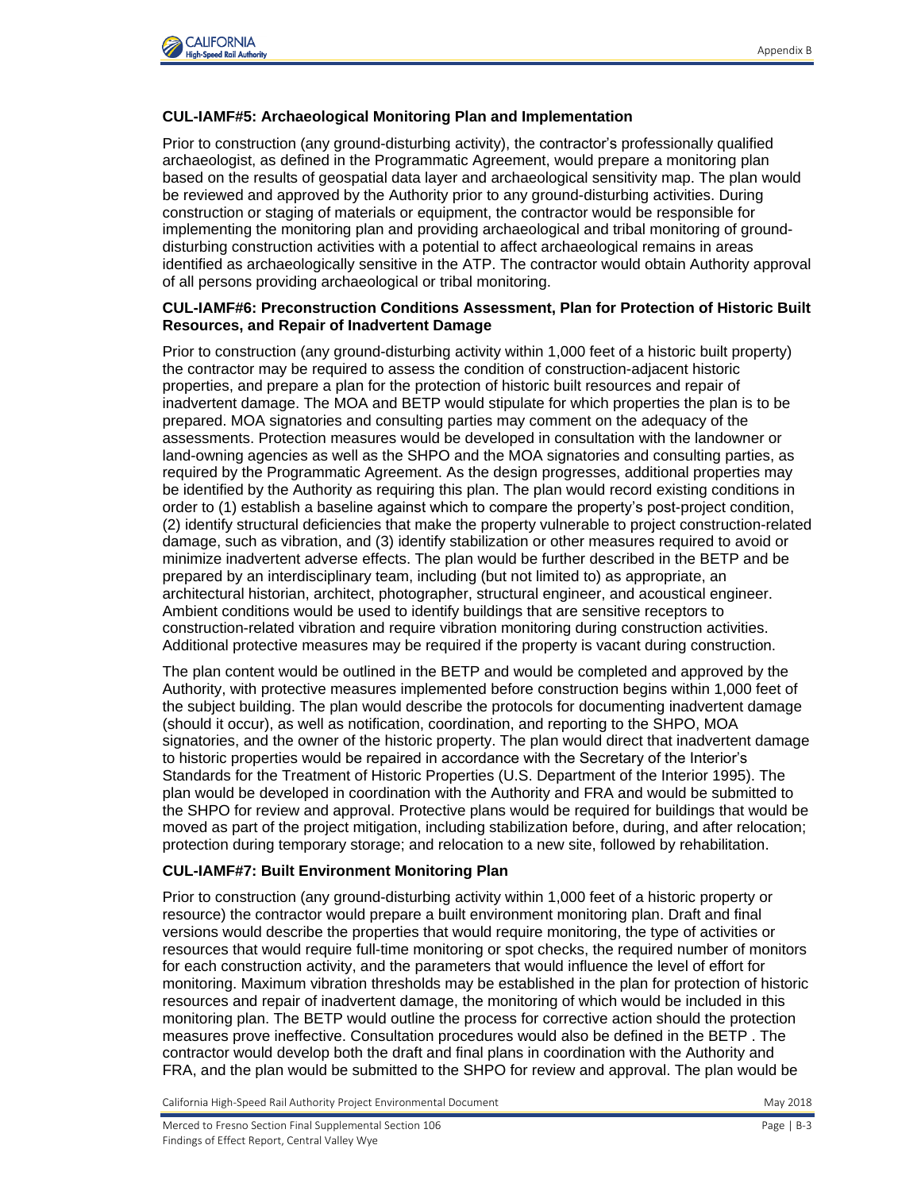**CUL-IAMF#5: Archaeological Monitoring Plan and Implementation**

Prior to construction (any ground-disturbing activity), the contractor's professionally qualified archaeologist, as defined in the Programmatic Agreement, would prepare a monitoring plan based on the results of geospatial data layer and archaeological sensitivity map. The plan would be reviewed and approved by the Authority prior to any ground-disturbing activities. During construction or staging of materials or equipment, the contractor would be responsible for implementing the monitoring plan and providing archaeological and tribal monitoring of ground-disturbing construction activities with a potential to affect archaeological remains in areas identified as archaeologically sensitive in the ATP. The contractor would obtain Authority approval of all persons providing archaeological or tribal monitoring.

**CUL-IAMF#6: Preconstruction Conditions Assessment, Plan for Protection of Historic Built Resources, and Repair of Inadvertent Damage**

Prior to construction (any ground-disturbing activity within 1,000 feet of a historic built property) the contractor may be required to assess the condition of construction-adjacent historic properties, and prepare a plan for the protection of historic built resources and repair of inadvertent damage. The MOA and BETP would stipulate for which properties the plan is to be prepared. MOA signatories and consulting parties may comment on the adequacy of the assessments. Protection measures would be developed in consultation with the landowner or land-owning agencies as well as the SHPO and the MOA signatories and consulting parties, as required by the Programmatic Agreement. As the design progresses, additional properties may be identified by the Authority as requiring this plan. The plan would record existing conditions in order to (1) establish a baseline against which to compare the property's post-project condition, (2) identify structural deficiencies that make the property vulnerable to project construction-related damage, such as vibration, and (3) identify stabilization or other measures required to avoid or minimize inadvertent adverse effects. The plan would be further described in the BETP and be prepared by an interdisciplinary team, including (but not limited to) as appropriate, an architectural historian, architect, photographer, structural engineer, and acoustical engineer. Ambient conditions would be used to identify buildings that are sensitive receptors to construction-related vibration and require vibration monitoring during construction activities. Additional protective measures may be required if the property is vacant during construction.

The plan content would be outlined in the BETP and would be completed and approved by the Authority, with protective measures implemented before construction begins within 1,000 feet of the subject building. The plan would describe the protocols for documenting inadvertent damage (should it occur), as well as notification, coordination, and reporting to the SHPO, MOA signatories, and the owner of the historic property. The plan would direct that inadvertent damage to historic properties would be repaired in accordance with the Secretary of the Interior's Standards for the Treatment of Historic Properties (U.S. Department of the Interior 1995). The plan would be developed in coordination with the Authority and FRA and would be submitted to the SHPO for review and approval. Protective plans would be required for buildings that would be moved as part of the project mitigation, including stabilization before, during, and after relocation; protection during temporary storage; and relocation to a new site, followed by rehabilitation.

**CUL-IAMF#7: Built Environment Monitoring Plan**

Prior to construction (any ground-disturbing activity within 1,000 feet of a historic property or resource) the contractor would prepare a built environment monitoring plan. Draft and final versions would describe the properties that would require monitoring, the type of activities or resources that would require full-time monitoring or spot checks, the required number of monitors for each construction activity, and the parameters that would influence the level of effort for monitoring. Maximum vibration thresholds may be established in the plan for protection of historic resources and repair of inadvertent damage, the monitoring of which would be included in this monitoring plan. The BETP would outline the process for corrective action should the protection measures prove ineffective. Consultation procedures would also be defined in the BETP . The contractor would develop both the draft and final plans in coordination with the Authority and FRA, and the plan would be submitted to the SHPO for review and approval. The plan would be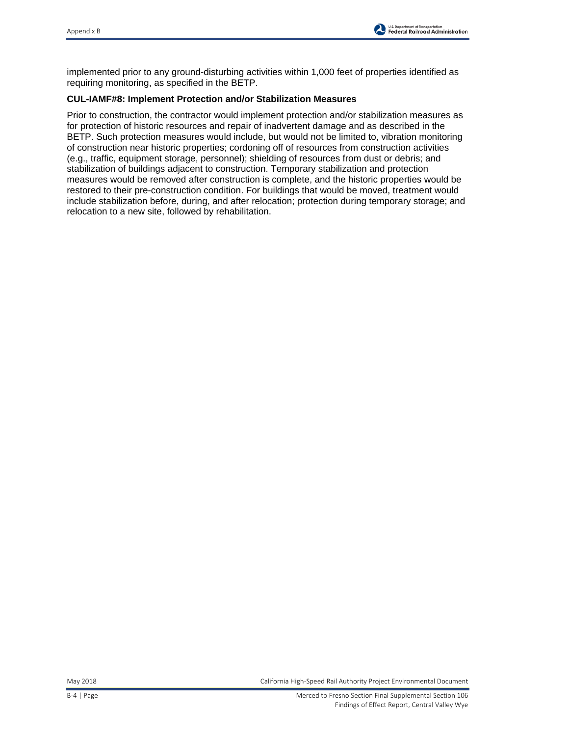implemented prior to any ground-disturbing activities within 1,000 feet of properties identified as requiring monitoring, as specified in the BETP.

**CUL-IAMF#8: Implement Protection and/or Stabilization Measures**

Prior to construction, the contractor would implement protection and/or stabilization measures as for protection of historic resources and repair of inadvertent damage and as described in the BETP. Such protection measures would include, but would not be limited to, vibration monitoring of construction near historic properties; cordoning off of resources from construction activities (e.g., traffic, equipment storage, personnel); shielding of resources from dust or debris; and stabilization of buildings adjacent to construction. Temporary stabilization and protection measures would be removed after construction is complete, and the historic properties would be restored to their pre-construction condition. For buildings that would be moved, treatment would include stabilization before, during, and after relocation; protection during temporary storage; and relocation to a new site, followed by rehabilitation.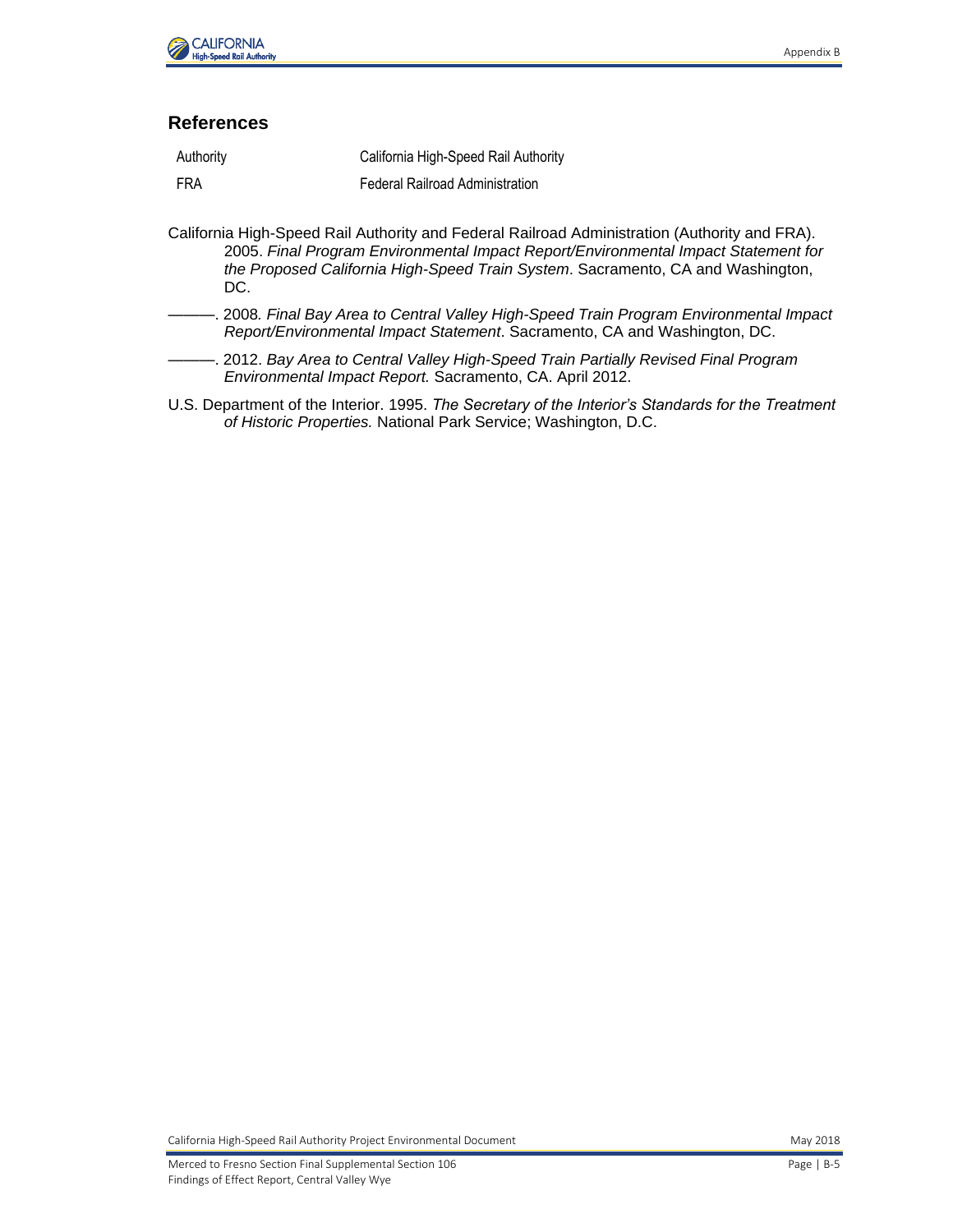## References

| | |
|---|---|
| Authority | California High-Speed Rail Authority |
| FRA | Federal Railroad Administration |

California High-Speed Rail Authority and Federal Railroad Administration (Authority and FRA). 2005. *Final Program Environmental Impact Report/Environmental Impact Statement for the Proposed California High-Speed Train System*. Sacramento, CA and Washington, DC.

———. 2008. *Final Bay Area to Central Valley High-Speed Train Program Environmental Impact Report/Environmental Impact Statement*. Sacramento, CA and Washington, DC.

———. 2012. *Bay Area to Central Valley High-Speed Train Partially Revised Final Program Environmental Impact Report.* Sacramento, CA. April 2012.

U.S. Department of the Interior. 1995. *The Secretary of the Interior's Standards for the Treatment of Historic Properties.* National Park Service; Washington, D.C.